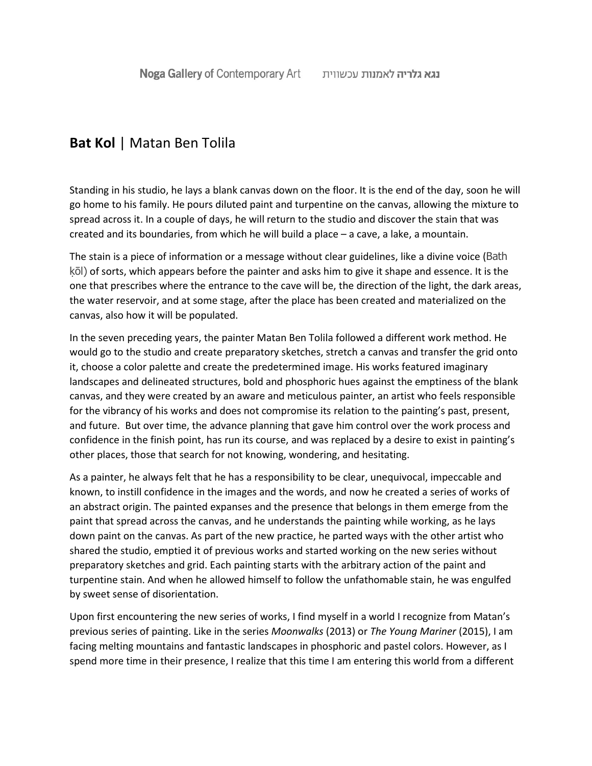Noga Gallery of Contemporary Art נגא גלריה לאמנות עכשווית

# **Bat Kol** | Matan Ben Tolila

Standing in his studio, he lays a blank canvas down on the floor. It is the end of the day, soon he will go home to his family. He pours diluted paint and turpentine on the canvas, allowing the mixture to spread across it. In a couple of days, he will return to the studio and discover the stain that was created and its boundaries, from which he will build a place – a cave, a lake, a mountain.

The stain is a piece of information or a message without clear guidelines, like a divine voice (Bath ḳōl) of sorts, which appears before the painter and asks him to give it shape and essence. It is the one that prescribes where the entrance to the cave will be, the direction of the light, the dark areas, the water reservoir, and at some stage, after the place has been created and materialized on the canvas, also how it will be populated.

In the seven preceding years, the painter Matan Ben Tolila followed a different work method. He would go to the studio and create preparatory sketches, stretch a canvas and transfer the grid onto it, choose a color palette and create the predetermined image. His works featured imaginary landscapes and delineated structures, bold and phosphoric hues against the emptiness of the blank canvas, and they were created by an aware and meticulous painter, an artist who feels responsible for the vibrancy of his works and does not compromise its relation to the painting's past, present, and future. But over time, the advance planning that gave him control over the work process and confidence in the finish point, has run its course, and was replaced by a desire to exist in painting's other places, those that search for not knowing, wondering, and hesitating.

As a painter, he always felt that he has a responsibility to be clear, unequivocal, impeccable and known, to instill confidence in the images and the words, and now he created a series of works of an abstract origin. The painted expanses and the presence that belongs in them emerge from the paint that spread across the canvas, and he understands the painting while working, as he lays down paint on the canvas. As part of the new practice, he parted ways with the other artist who shared the studio, emptied it of previous works and started working on the new series without preparatory sketches and grid. Each painting starts with the arbitrary action of the paint and turpentine stain. And when he allowed himself to follow the unfathomable stain, he was engulfed by sweet sense of disorientation.

Upon first encountering the new series of works, I find myself in a world I recognize from Matan's previous series of painting. Like in the series *Moonwalks* (2013) or *The Young Mariner* (2015), I am facing melting mountains and fantastic landscapes in phosphoric and pastel colors. However, as I spend more time in their presence, I realize that this time I am entering this world from a different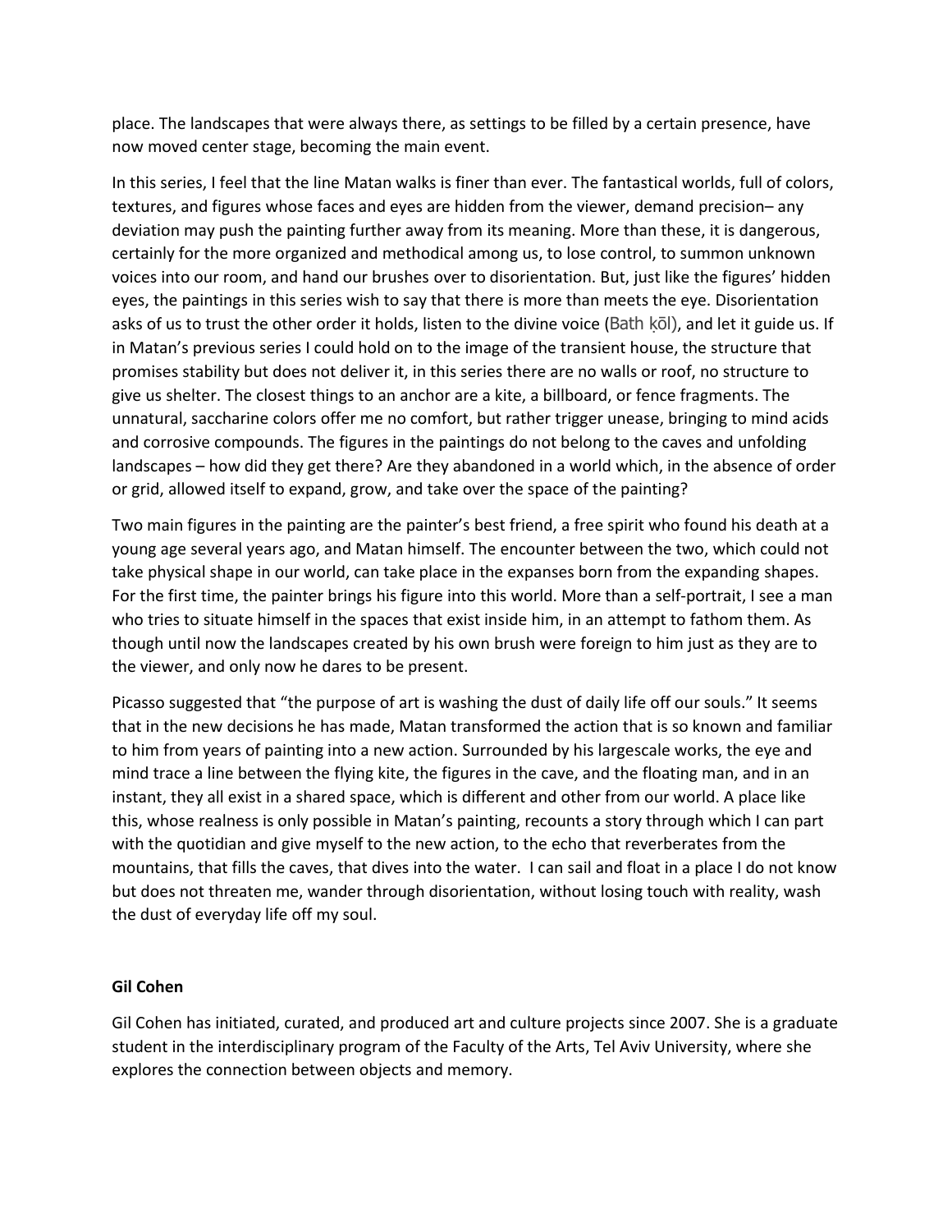place. The landscapes that were always there, as settings to be filled by a certain presence, have now moved center stage, becoming the main event.

In this series, I feel that the line Matan walks is finer than ever. The fantastical worlds, full of colors, textures, and figures whose faces and eyes are hidden from the viewer, demand precision– any deviation may push the painting further away from its meaning. More than these, it is dangerous, certainly for the more organized and methodical among us, to lose control, to summon unknown voices into our room, and hand our brushes over to disorientation. But, just like the figures' hidden eyes, the paintings in this series wish to say that there is more than meets the eye. Disorientation asks of us to trust the other order it holds, listen to the divine voice (Bath ḳōl), and let it guide us. If in Matan's previous series I could hold on to the image of the transient house, the structure that promises stability but does not deliver it, in this series there are no walls or roof, no structure to give us shelter. The closest things to an anchor are a kite, a billboard, or fence fragments. The unnatural, saccharine colors offer me no comfort, but rather trigger unease, bringing to mind acids and corrosive compounds. The figures in the paintings do not belong to the caves and unfolding landscapes – how did they get there? Are they abandoned in a world which, in the absence of order or grid, allowed itself to expand, grow, and take over the space of the painting?

Two main figures in the painting are the painter's best friend, a free spirit who found his death at a young age several years ago, and Matan himself. The encounter between the two, which could not take physical shape in our world, can take place in the expanses born from the expanding shapes. For the first time, the painter brings his figure into this world. More than a self-portrait, I see a man who tries to situate himself in the spaces that exist inside him, in an attempt to fathom them. As though until now the landscapes created by his own brush were foreign to him just as they are to the viewer, and only now he dares to be present.

Picasso suggested that "the purpose of art is washing the dust of daily life off our souls." It seems that in the new decisions he has made, Matan transformed the action that is so known and familiar to him from years of painting into a new action. Surrounded by his largescale works, the eye and mind trace a line between the flying kite, the figures in the cave, and the floating man, and in an instant, they all exist in a shared space, which is different and other from our world. A place like this, whose realness is only possible in Matan's painting, recounts a story through which I can part with the quotidian and give myself to the new action, to the echo that reverberates from the mountains, that fills the caves, that dives into the water. I can sail and float in a place I do not know but does not threaten me, wander through disorientation, without losing touch with reality, wash the dust of everyday life off my soul.

**Gil Cohen**

Gil Cohen has initiated, curated, and produced art and culture projects since 2007. She is a graduate student in the interdisciplinary program of the Faculty of the Arts, Tel Aviv University, where she explores the connection between objects and memory.